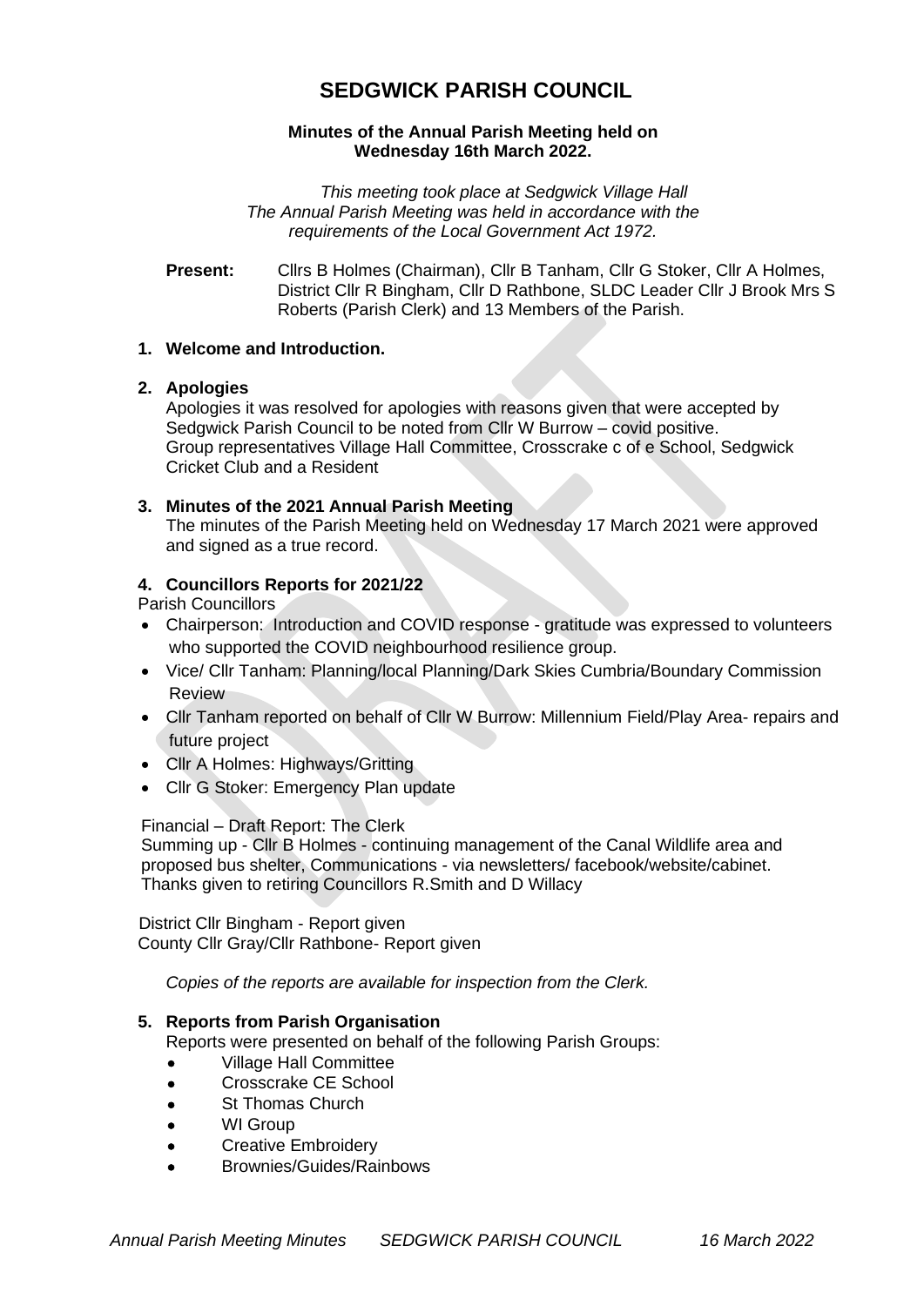# SEDGWICK PARISH COUNCIL

**Minutes of the Annual Parish Meeting held on Wednesday 16th March 2022.**

*This meeting took place at Sedgwick Village Hall*
*The Annual Parish Meeting was held in accordance with the requirements of the Local Government Act 1972.*

**Present:** Cllrs B Holmes (Chairman), Cllr B Tanham, Cllr G Stoker, Cllr A Holmes, District Cllr R Bingham, Cllr D Rathbone, SLDC Leader Cllr J Brook Mrs S Roberts (Parish Clerk) and 13 Members of the Parish.

1. **Welcome and Introduction.**

2. **Apologies**
   Apologies it was resolved for apologies with reasons given that were accepted by Sedgwick Parish Council to be noted from Cllr W Burrow – covid positive.
   Group representatives Village Hall Committee, Crosscrake c of e School, Sedgwick Cricket Club and a Resident

3. **Minutes of the 2021 Annual Parish Meeting**
   The minutes of the Parish Meeting held on Wednesday 17 March 2021 were approved and signed as a true record.

4. **Councillors Reports for 2021/22**

Parish Councillors

- Chairperson: Introduction and COVID response - gratitude was expressed to volunteers who supported the COVID neighbourhood resilience group.
- Vice/ Cllr Tanham: Planning/local Planning/Dark Skies Cumbria/Boundary Commission Review
- Cllr Tanham reported on behalf of Cllr W Burrow: Millennium Field/Play Area- repairs and future project
- Cllr A Holmes: Highways/Gritting
- Cllr G Stoker: Emergency Plan update

Financial – Draft Report: The Clerk
Summing up - Cllr B Holmes - continuing management of the Canal Wildlife area and proposed bus shelter, Communications - via newsletters/ facebook/website/cabinet. Thanks given to retiring Councillors R.Smith and D Willacy

District Cllr Bingham - Report given
County Cllr Gray/Cllr Rathbone- Report given

*Copies of the reports are available for inspection from the Clerk.*

5. **Reports from Parish Organisation**
   Reports were presented on behalf of the following Parish Groups:
   - Village Hall Committee
   - Crosscrake CE School
   - St Thomas Church
   - WI Group
   - Creative Embroidery
   - Brownies/Guides/Rainbows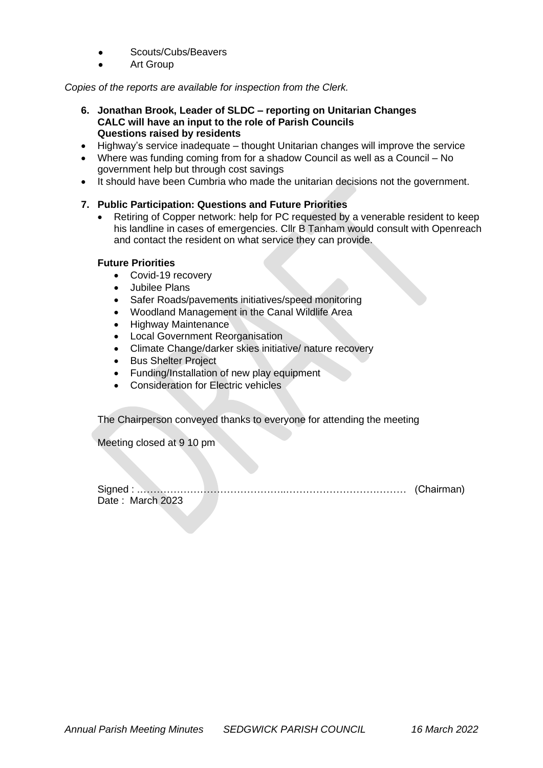- Scouts/Cubs/Beavers
- Art Group

*Copies of the reports are available for inspection from the Clerk.*

6. **Jonathan Brook, Leader of SLDC – reporting on Unitarian Changes**
   **CALC will have an input to the role of Parish Councils**
   **Questions raised by residents**

- Highway's service inadequate – thought Unitarian changes will improve the service
- Where was funding coming from for a shadow Council as well as a Council – No government help but through cost savings
- It should have been Cumbria who made the unitarian decisions not the government.

7. **Public Participation: Questions and Future Priorities**
   - Retiring of Copper network: help for PC requested by a venerable resident to keep his landline in cases of emergencies. Cllr B Tanham would consult with Openreach and contact the resident on what service they can provide.

**Future Priorities**

- Covid-19 recovery
- Jubilee Plans
- Safer Roads/pavements initiatives/speed monitoring
- Woodland Management in the Canal Wildlife Area
- Highway Maintenance
- Local Government Reorganisation
- Climate Change/darker skies initiative/ nature recovery
- Bus Shelter Project
- Funding/Installation of new play equipment
- Consideration for Electric vehicles

The Chairperson conveyed thanks to everyone for attending the meeting

Meeting closed at 9 10 pm

Signed : ……………………………………..……………………………… (Chairman)
Date : March 2023